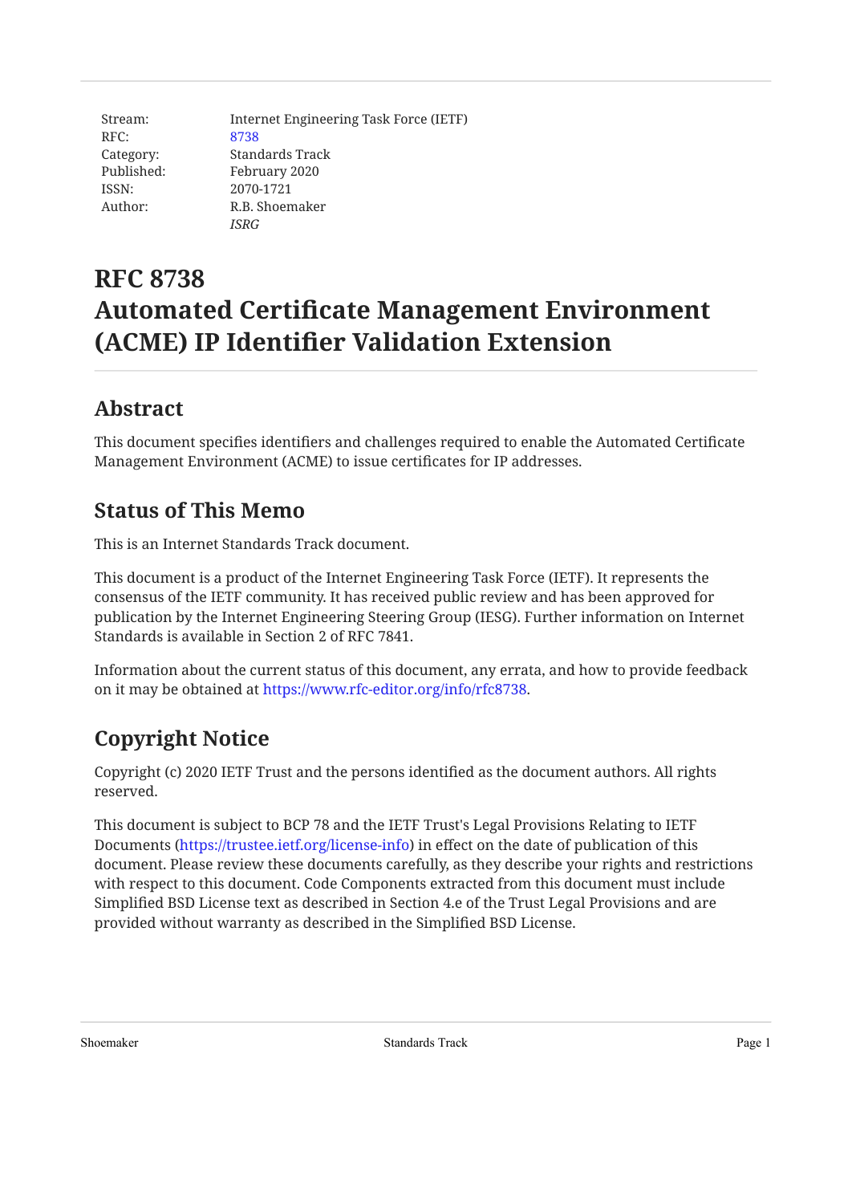| | |
|---|---|
| Stream: | Internet Engineering Task Force (IETF) |
| RFC: | 8738 |
| Category: | Standards Track |
| Published: | February 2020 |
| ISSN: | 2070-1721 |
| Author: | R.B. Shoemaker |
| | *ISRG* |

# RFC 8738
# Automated Certificate Management Environment (ACME) IP Identifier Validation Extension

## Abstract

This document specifies identifiers and challenges required to enable the Automated Certificate Management Environment (ACME) to issue certificates for IP addresses.

## Status of This Memo

This is an Internet Standards Track document.

This document is a product of the Internet Engineering Task Force (IETF). It represents the consensus of the IETF community. It has received public review and has been approved for publication by the Internet Engineering Steering Group (IESG). Further information on Internet Standards is available in Section 2 of RFC 7841.

Information about the current status of this document, any errata, and how to provide feedback on it may be obtained at https://www.rfc-editor.org/info/rfc8738.

## Copyright Notice

Copyright (c) 2020 IETF Trust and the persons identified as the document authors. All rights reserved.

This document is subject to BCP 78 and the IETF Trust's Legal Provisions Relating to IETF Documents (https://trustee.ietf.org/license-info) in effect on the date of publication of this document. Please review these documents carefully, as they describe your rights and restrictions with respect to this document. Code Components extracted from this document must include Simplified BSD License text as described in Section 4.e of the Trust Legal Provisions and are provided without warranty as described in the Simplified BSD License.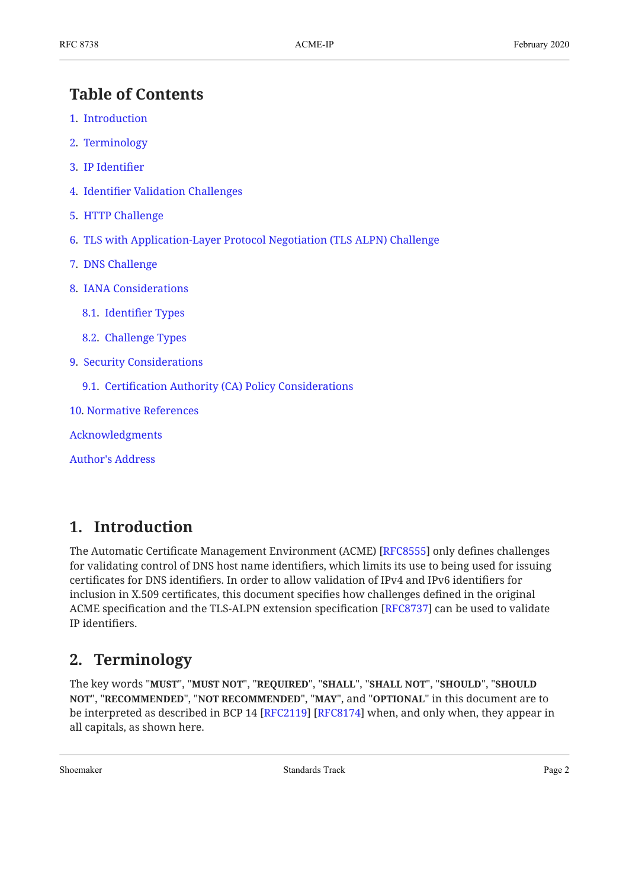## Table of Contents

1. Introduction
2. Terminology
3. IP Identifier
4. Identifier Validation Challenges
5. HTTP Challenge
6. TLS with Application-Layer Protocol Negotiation (TLS ALPN) Challenge
7. DNS Challenge
8. IANA Considerations
   - 8.1. Identifier Types
   - 8.2. Challenge Types
9. Security Considerations
   - 9.1. Certification Authority (CA) Policy Considerations
10. Normative References

Acknowledgments

Author's Address

## 1. Introduction

The Automatic Certificate Management Environment (ACME) [RFC8555] only defines challenges for validating control of DNS host name identifiers, which limits its use to being used for issuing certificates for DNS identifiers. In order to allow validation of IPv4 and IPv6 identifiers for inclusion in X.509 certificates, this document specifies how challenges defined in the original ACME specification and the TLS-ALPN extension specification [RFC8737] can be used to validate IP identifiers.

## 2. Terminology

The key words "**MUST**", "**MUST NOT**", "**REQUIRED**", "**SHALL**", "**SHALL NOT**", "**SHOULD**", "**SHOULD NOT**", "**RECOMMENDED**", "**NOT RECOMMENDED**", "**MAY**", and "**OPTIONAL**" in this document are to be interpreted as described in BCP 14 [RFC2119] [RFC8174] when, and only when, they appear in all capitals, as shown here.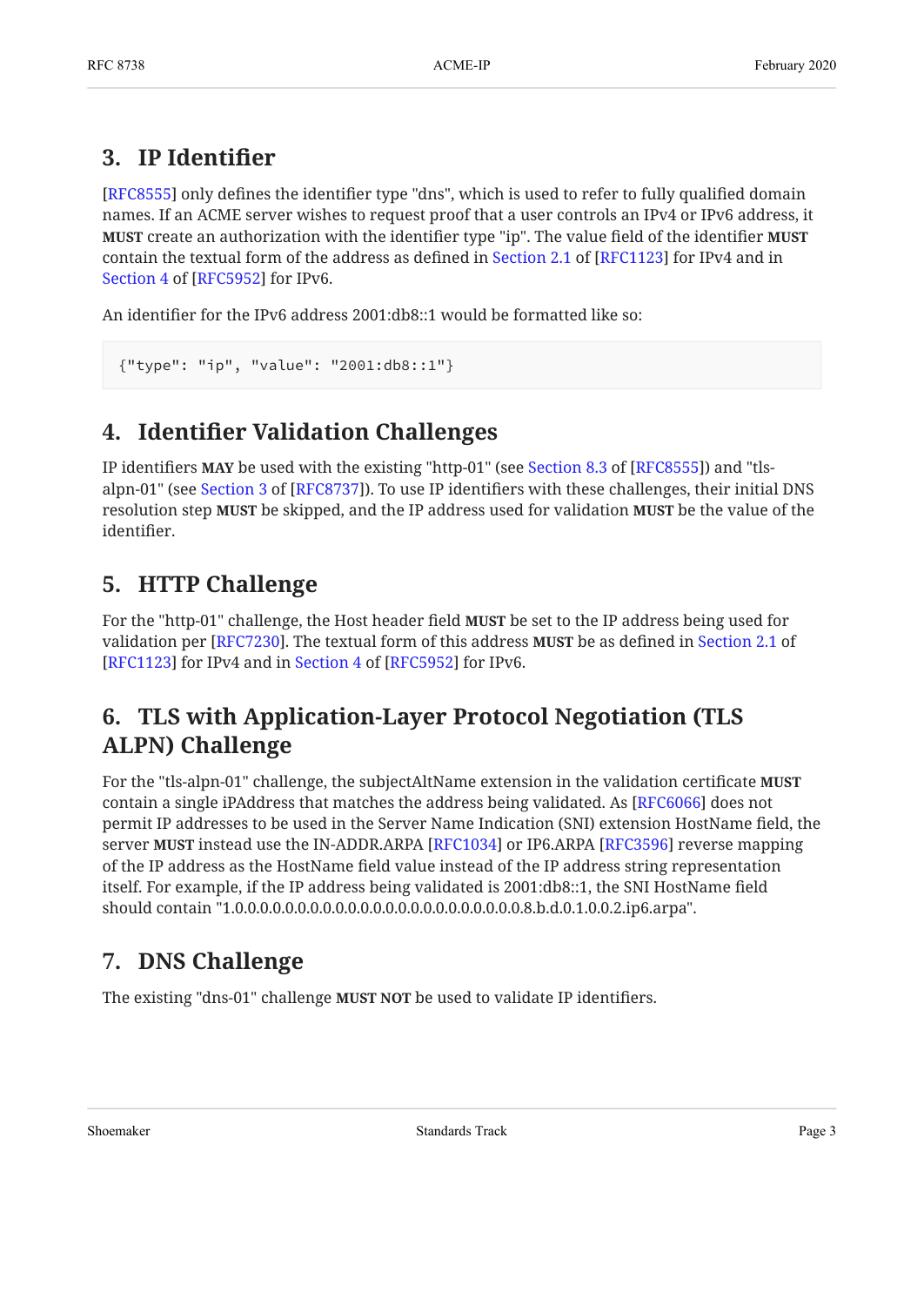## 3. IP Identifier

[RFC8555] only defines the identifier type "dns", which is used to refer to fully qualified domain names. If an ACME server wishes to request proof that a user controls an IPv4 or IPv6 address, it **MUST** create an authorization with the identifier type "ip". The value field of the identifier **MUST** contain the textual form of the address as defined in Section 2.1 of [RFC1123] for IPv4 and in Section 4 of [RFC5952] for IPv6.

An identifier for the IPv6 address 2001:db8::1 would be formatted like so:

```
{"type": "ip", "value": "2001:db8::1"}
```

## 4. Identifier Validation Challenges

IP identifiers **MAY** be used with the existing "http-01" (see Section 8.3 of [RFC8555]) and "tls-alpn-01" (see Section 3 of [RFC8737]). To use IP identifiers with these challenges, their initial DNS resolution step **MUST** be skipped, and the IP address used for validation **MUST** be the value of the identifier.

## 5. HTTP Challenge

For the "http-01" challenge, the Host header field **MUST** be set to the IP address being used for validation per [RFC7230]. The textual form of this address **MUST** be as defined in Section 2.1 of [RFC1123] for IPv4 and in Section 4 of [RFC5952] for IPv6.

## 6. TLS with Application-Layer Protocol Negotiation (TLS ALPN) Challenge

For the "tls-alpn-01" challenge, the subjectAltName extension in the validation certificate **MUST** contain a single iPAddress that matches the address being validated. As [RFC6066] does not permit IP addresses to be used in the Server Name Indication (SNI) extension HostName field, the server **MUST** instead use the IN-ADDR.ARPA [RFC1034] or IP6.ARPA [RFC3596] reverse mapping of the IP address as the HostName field value instead of the IP address string representation itself. For example, if the IP address being validated is 2001:db8::1, the SNI HostName field should contain "1.0.0.0.0.0.0.0.0.0.0.0.0.0.0.0.0.0.0.0.0.0.0.0.8.b.d.0.1.0.0.2.ip6.arpa".

## 7. DNS Challenge

The existing "dns-01" challenge **MUST NOT** be used to validate IP identifiers.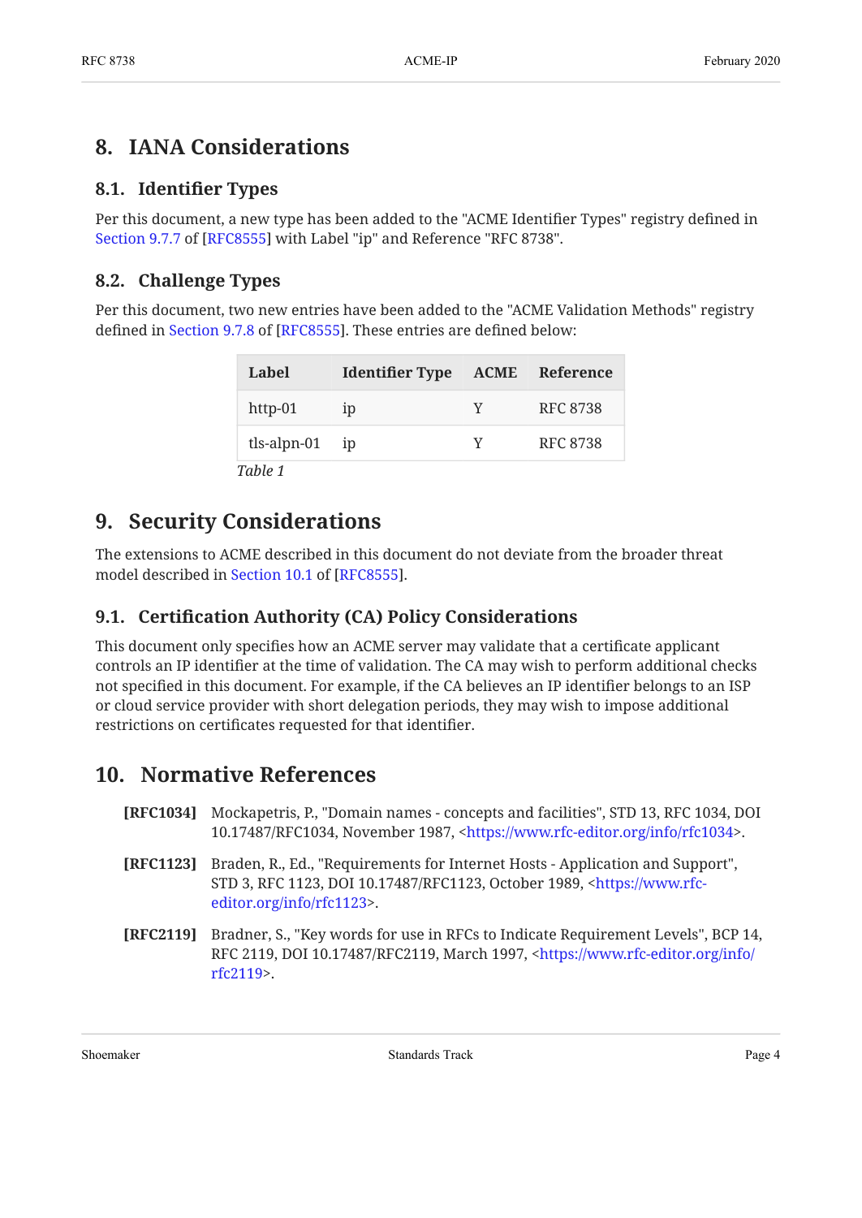## 8. IANA Considerations

### 8.1. Identifier Types

Per this document, a new type has been added to the "ACME Identifier Types" registry defined in Section 9.7.7 of [RFC8555] with Label "ip" and Reference "RFC 8738".

### 8.2. Challenge Types

Per this document, two new entries have been added to the "ACME Validation Methods" registry defined in Section 9.7.8 of [RFC8555]. These entries are defined below:

| Label | Identifier Type | ACME | Reference |
| --- | --- | --- | --- |
| http-01 | ip | Y | RFC 8738 |
| tls-alpn-01 | ip | Y | RFC 8738 |

*Table 1*

## 9. Security Considerations

The extensions to ACME described in this document do not deviate from the broader threat model described in Section 10.1 of [RFC8555].

### 9.1. Certification Authority (CA) Policy Considerations

This document only specifies how an ACME server may validate that a certificate applicant controls an IP identifier at the time of validation. The CA may wish to perform additional checks not specified in this document. For example, if the CA believes an IP identifier belongs to an ISP or cloud service provider with short delegation periods, they may wish to impose additional restrictions on certificates requested for that identifier.

## 10. Normative References

**[RFC1034]** Mockapetris, P., "Domain names - concepts and facilities", STD 13, RFC 1034, DOI 10.17487/RFC1034, November 1987, <https://www.rfc-editor.org/info/rfc1034>.

**[RFC1123]** Braden, R., Ed., "Requirements for Internet Hosts - Application and Support", STD 3, RFC 1123, DOI 10.17487/RFC1123, October 1989, <https://www.rfc-editor.org/info/rfc1123>.

**[RFC2119]** Bradner, S., "Key words for use in RFCs to Indicate Requirement Levels", BCP 14, RFC 2119, DOI 10.17487/RFC2119, March 1997, <https://www.rfc-editor.org/info/rfc2119>.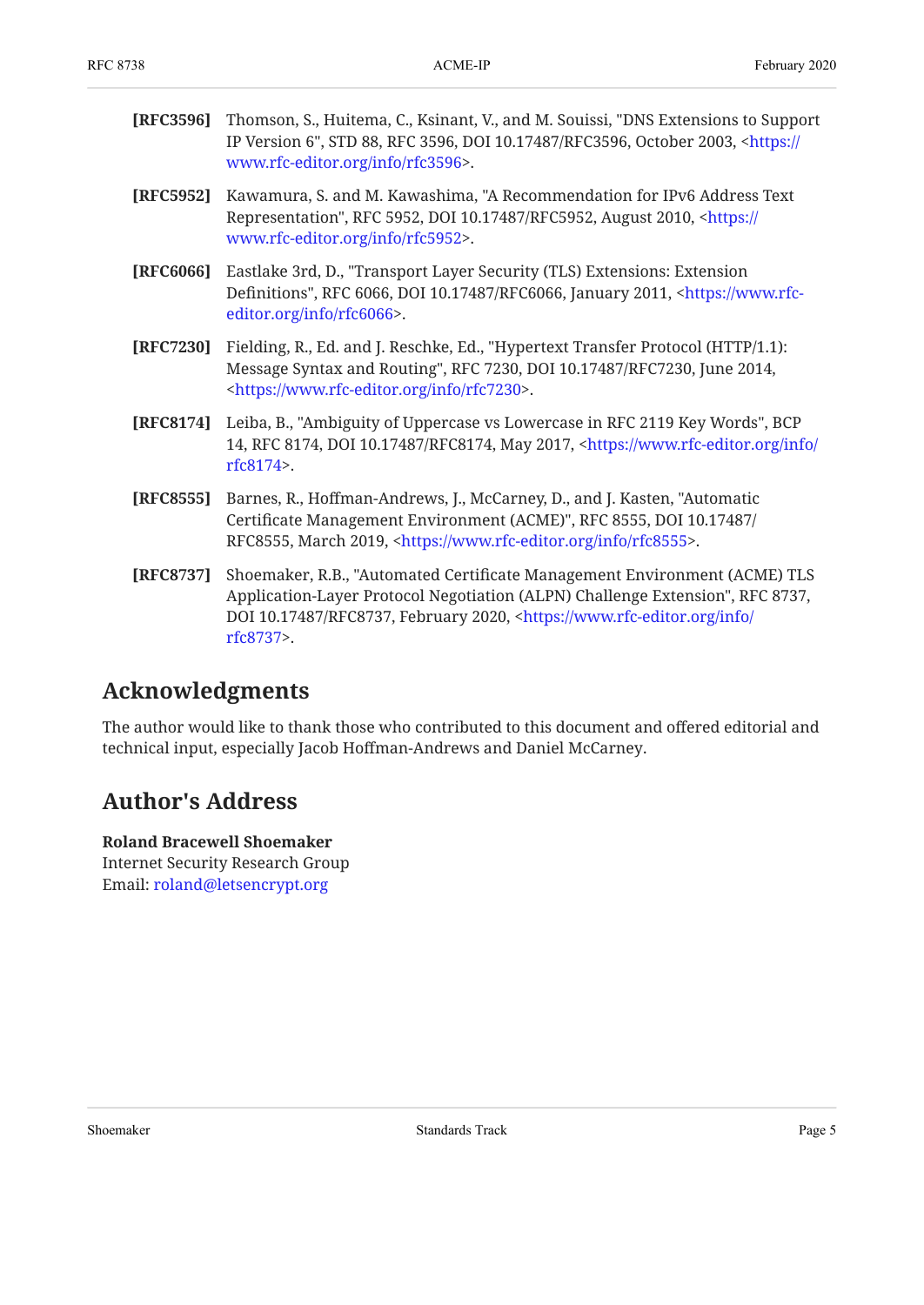**[RFC3596]** Thomson, S., Huitema, C., Ksinant, V., and M. Souissi, "DNS Extensions to Support IP Version 6", STD 88, RFC 3596, DOI 10.17487/RFC3596, October 2003, <https://www.rfc-editor.org/info/rfc3596>.

**[RFC5952]** Kawamura, S. and M. Kawashima, "A Recommendation for IPv6 Address Text Representation", RFC 5952, DOI 10.17487/RFC5952, August 2010, <https://www.rfc-editor.org/info/rfc5952>.

**[RFC6066]** Eastlake 3rd, D., "Transport Layer Security (TLS) Extensions: Extension Definitions", RFC 6066, DOI 10.17487/RFC6066, January 2011, <https://www.rfc-editor.org/info/rfc6066>.

**[RFC7230]** Fielding, R., Ed. and J. Reschke, Ed., "Hypertext Transfer Protocol (HTTP/1.1): Message Syntax and Routing", RFC 7230, DOI 10.17487/RFC7230, June 2014, <https://www.rfc-editor.org/info/rfc7230>.

**[RFC8174]** Leiba, B., "Ambiguity of Uppercase vs Lowercase in RFC 2119 Key Words", BCP 14, RFC 8174, DOI 10.17487/RFC8174, May 2017, <https://www.rfc-editor.org/info/rfc8174>.

**[RFC8555]** Barnes, R., Hoffman-Andrews, J., McCarney, D., and J. Kasten, "Automatic Certificate Management Environment (ACME)", RFC 8555, DOI 10.17487/RFC8555, March 2019, <https://www.rfc-editor.org/info/rfc8555>.

**[RFC8737]** Shoemaker, R.B., "Automated Certificate Management Environment (ACME) TLS Application-Layer Protocol Negotiation (ALPN) Challenge Extension", RFC 8737, DOI 10.17487/RFC8737, February 2020, <https://www.rfc-editor.org/info/rfc8737>.

## Acknowledgments

The author would like to thank those who contributed to this document and offered editorial and technical input, especially Jacob Hoffman-Andrews and Daniel McCarney.

## Author's Address

**Roland Bracewell Shoemaker**
Internet Security Research Group
Email: roland@letsencrypt.org